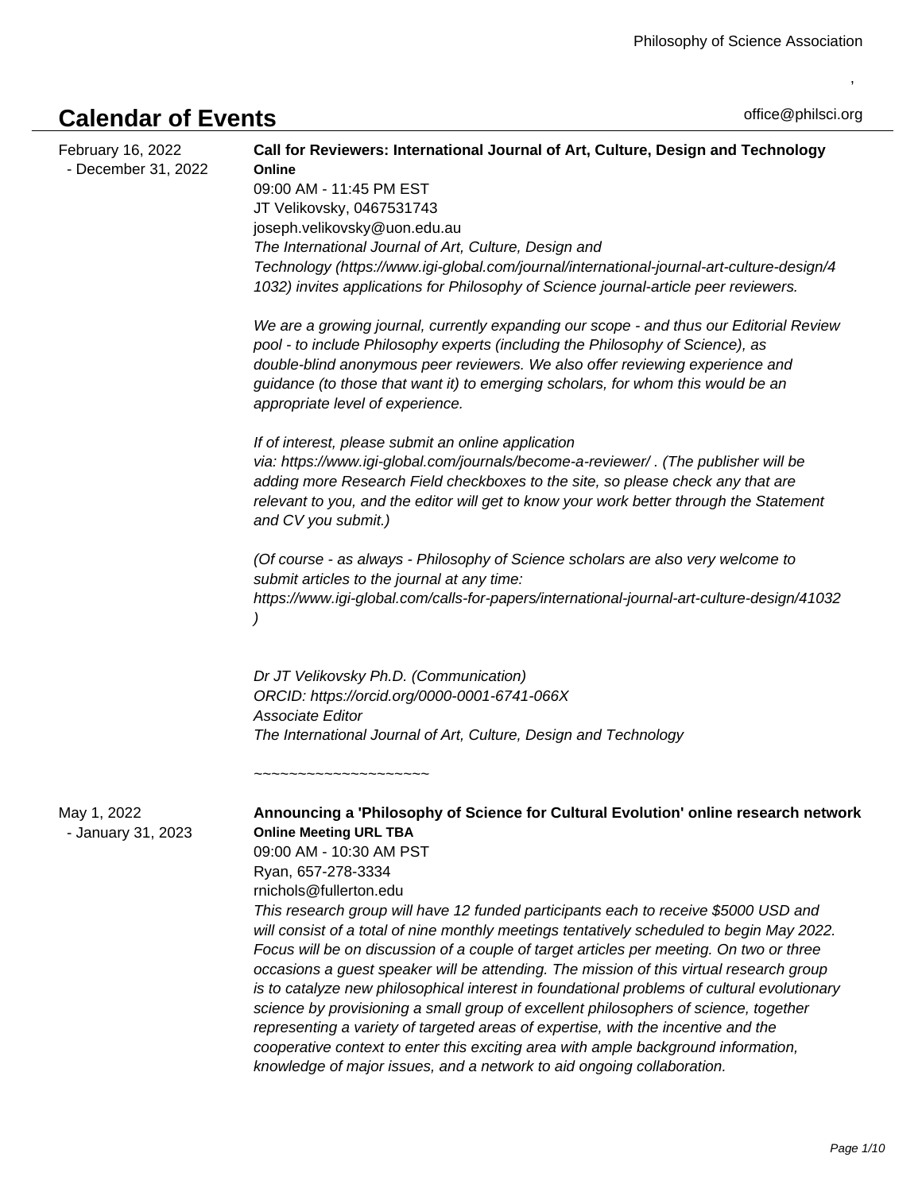# Calendar of Events

office@philsci.org

**February 16, 2022 - December 31, 2022**

### Call for Reviewers: International Journal of Art, Culture, Design and Technology

**Online**

09:00 AM - 11:45 PM EST

JT Velikovsky, 0467531743

joseph.velikovsky@uon.edu.au

*The International Journal of Art, Culture, Design and Technology (https://www.igi-global.com/journal/international-journal-art-culture-design/41032) invites applications for Philosophy of Science journal-article peer reviewers.*

*We are a growing journal, currently expanding our scope - and thus our Editorial Review pool - to include Philosophy experts (including the Philosophy of Science), as double-blind anonymous peer reviewers. We also offer reviewing experience and guidance (to those that want it) to emerging scholars, for whom this would be an appropriate level of experience.*

*If of interest, please submit an online application via: https://www.igi-global.com/journals/become-a-reviewer/ . (The publisher will be adding more Research Field checkboxes to the site, so please check any that are relevant to you, and the editor will get to know your work better through the Statement and CV you submit.)*

*(Of course - as always - Philosophy of Science scholars are also very welcome to submit articles to the journal at any time: https://www.igi-global.com/calls-for-papers/international-journal-art-culture-design/41032 )*

*Dr JT Velikovsky Ph.D. (Communication)*
*ORCID: https://orcid.org/0000-0001-6741-066X*
*Associate Editor*
*The International Journal of Art, Culture, Design and Technology*

~~~~~~~~~~~~~~~~~~~~

**May 1, 2022 - January 31, 2023**

### Announcing a 'Philosophy of Science for Cultural Evolution' online research network

**Online Meeting URL TBA**

09:00 AM - 10:30 AM PST

Ryan, 657-278-3334

rnichols@fullerton.edu

*This research group will have 12 funded participants each to receive $5000 USD and will consist of a total of nine monthly meetings tentatively scheduled to begin May 2022. Focus will be on discussion of a couple of target articles per meeting. On two or three occasions a guest speaker will be attending. The mission of this virtual research group is to catalyze new philosophical interest in foundational problems of cultural evolutionary science by provisioning a small group of excellent philosophers of science, together representing a variety of targeted areas of expertise, with the incentive and the cooperative context to enter this exciting area with ample background information, knowledge of major issues, and a network to aid ongoing collaboration.*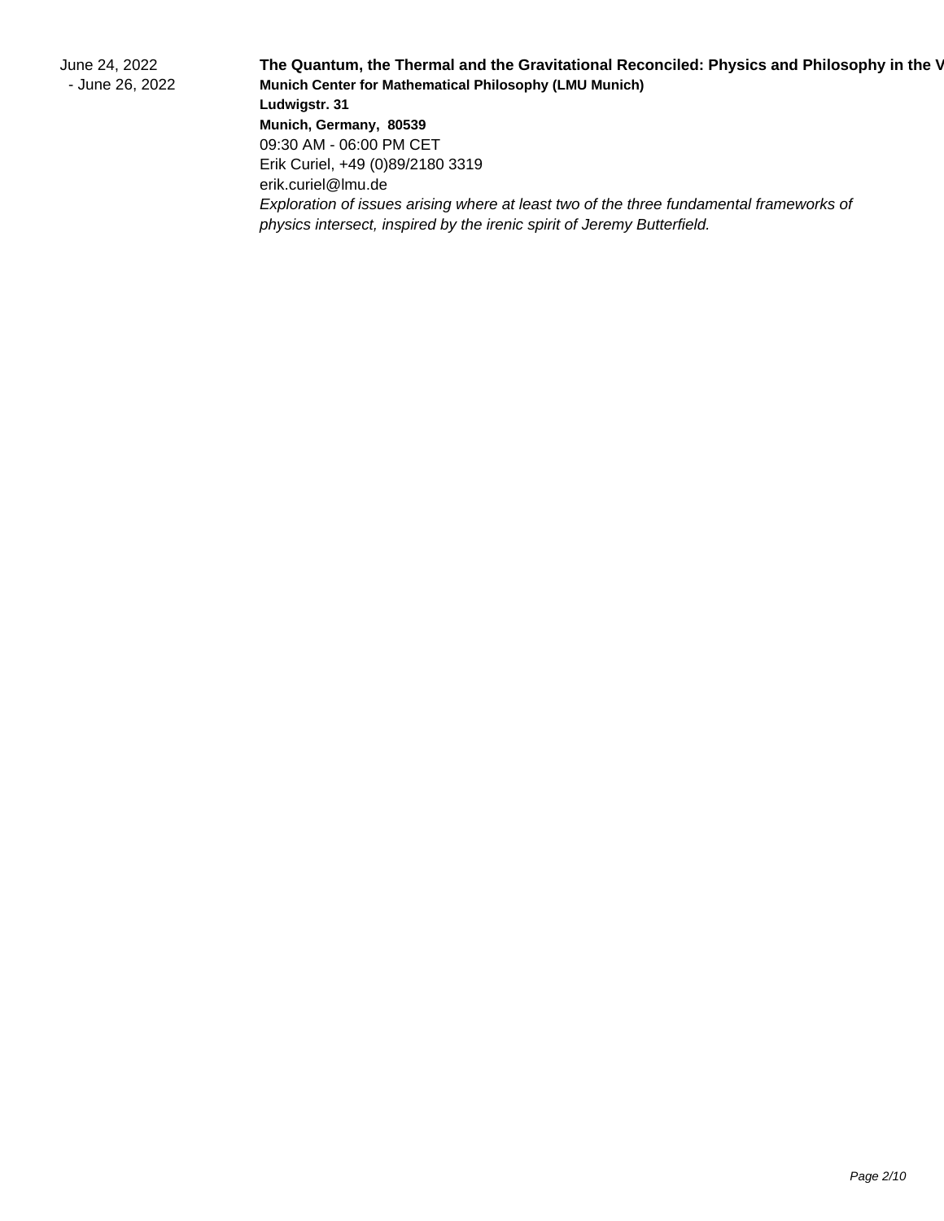June 24, 2022 - June 26, 2022

**The Quantum, the Thermal and the Gravitational Reconciled: Physics and Philosophy in the V**

**Munich Center for Mathematical Philosophy (LMU Munich)**

**Ludwigstr. 31**

**Munich, Germany, 80539**

09:30 AM - 06:00 PM CET

Erik Curiel, +49 (0)89/2180 3319

erik.curiel@lmu.de

*Exploration of issues arising where at least two of the three fundamental frameworks of physics intersect, inspired by the irenic spirit of Jeremy Butterfield.*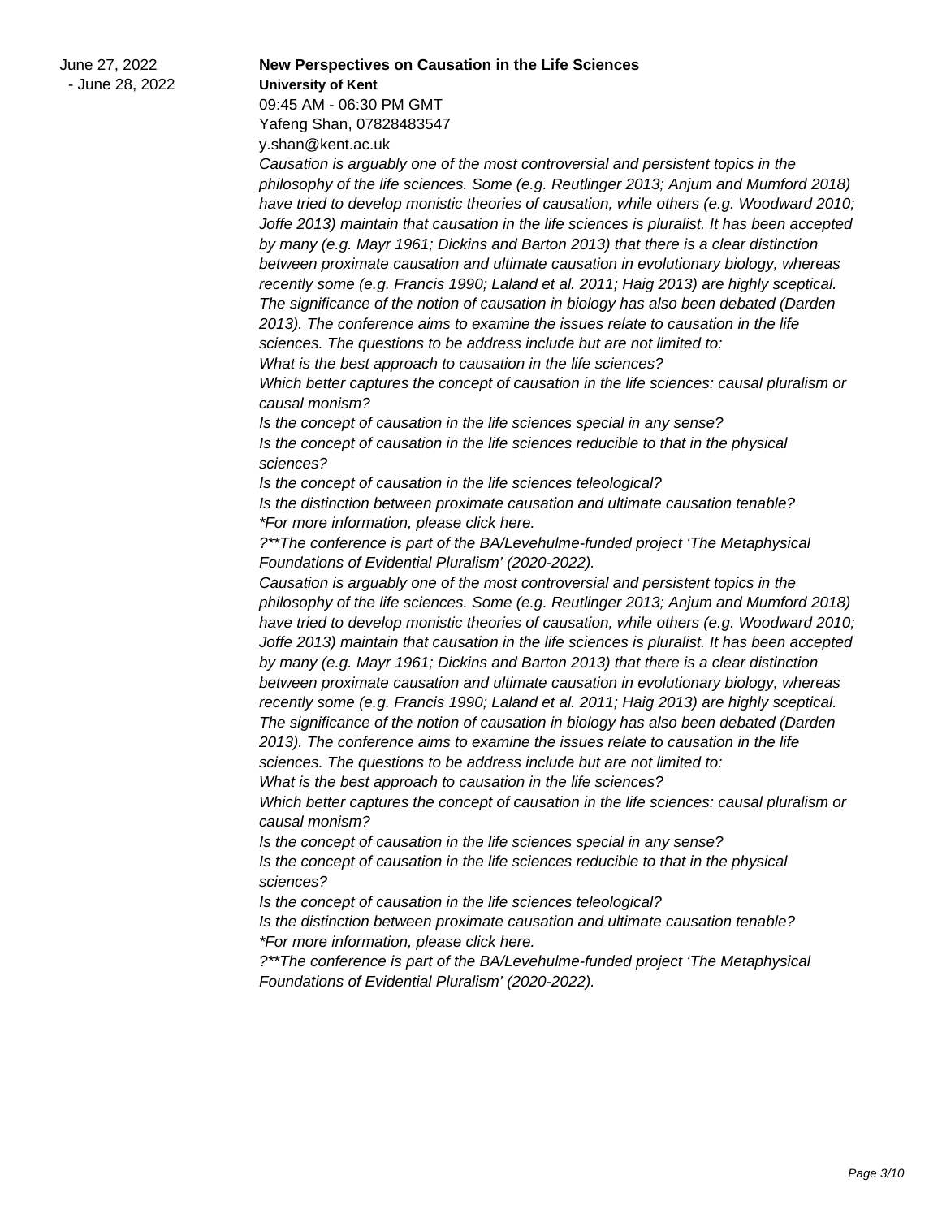June 27, 2022 - June 28, 2022

**New Perspectives on Causation in the Life Sciences**

**University of Kent**

09:45 AM - 06:30 PM GMT

Yafeng Shan, 07828483547

y.shan@kent.ac.uk

*Causation is arguably one of the most controversial and persistent topics in the philosophy of the life sciences. Some (e.g. Reutlinger 2013; Anjum and Mumford 2018) have tried to develop monistic theories of causation, while others (e.g. Woodward 2010; Joffe 2013) maintain that causation in the life sciences is pluralist. It has been accepted by many (e.g. Mayr 1961; Dickins and Barton 2013) that there is a clear distinction between proximate causation and ultimate causation in evolutionary biology, whereas recently some (e.g. Francis 1990; Laland et al. 2011; Haig 2013) are highly sceptical. The significance of the notion of causation in biology has also been debated (Darden 2013). The conference aims to examine the issues relate to causation in the life sciences. The questions to be address include but are not limited to:*

*What is the best approach to causation in the life sciences?*

*Which better captures the concept of causation in the life sciences: causal pluralism or causal monism?*

*Is the concept of causation in the life sciences special in any sense?*

*Is the concept of causation in the life sciences reducible to that in the physical sciences?*

*Is the concept of causation in the life sciences teleological?*

*Is the distinction between proximate causation and ultimate causation tenable?*

*\*For more information, please click here.*

*?\*\*The conference is part of the BA/Levehulme-funded project 'The Metaphysical Foundations of Evidential Pluralism' (2020-2022).*

*Causation is arguably one of the most controversial and persistent topics in the philosophy of the life sciences. Some (e.g. Reutlinger 2013; Anjum and Mumford 2018) have tried to develop monistic theories of causation, while others (e.g. Woodward 2010; Joffe 2013) maintain that causation in the life sciences is pluralist. It has been accepted by many (e.g. Mayr 1961; Dickins and Barton 2013) that there is a clear distinction between proximate causation and ultimate causation in evolutionary biology, whereas recently some (e.g. Francis 1990; Laland et al. 2011; Haig 2013) are highly sceptical. The significance of the notion of causation in biology has also been debated (Darden 2013). The conference aims to examine the issues relate to causation in the life sciences. The questions to be address include but are not limited to:*

*What is the best approach to causation in the life sciences?*

*Which better captures the concept of causation in the life sciences: causal pluralism or causal monism?*

*Is the concept of causation in the life sciences special in any sense?*

*Is the concept of causation in the life sciences reducible to that in the physical sciences?*

*Is the concept of causation in the life sciences teleological?*

*Is the distinction between proximate causation and ultimate causation tenable?*

*\*For more information, please click here.*

*?\*\*The conference is part of the BA/Levehulme-funded project 'The Metaphysical Foundations of Evidential Pluralism' (2020-2022).*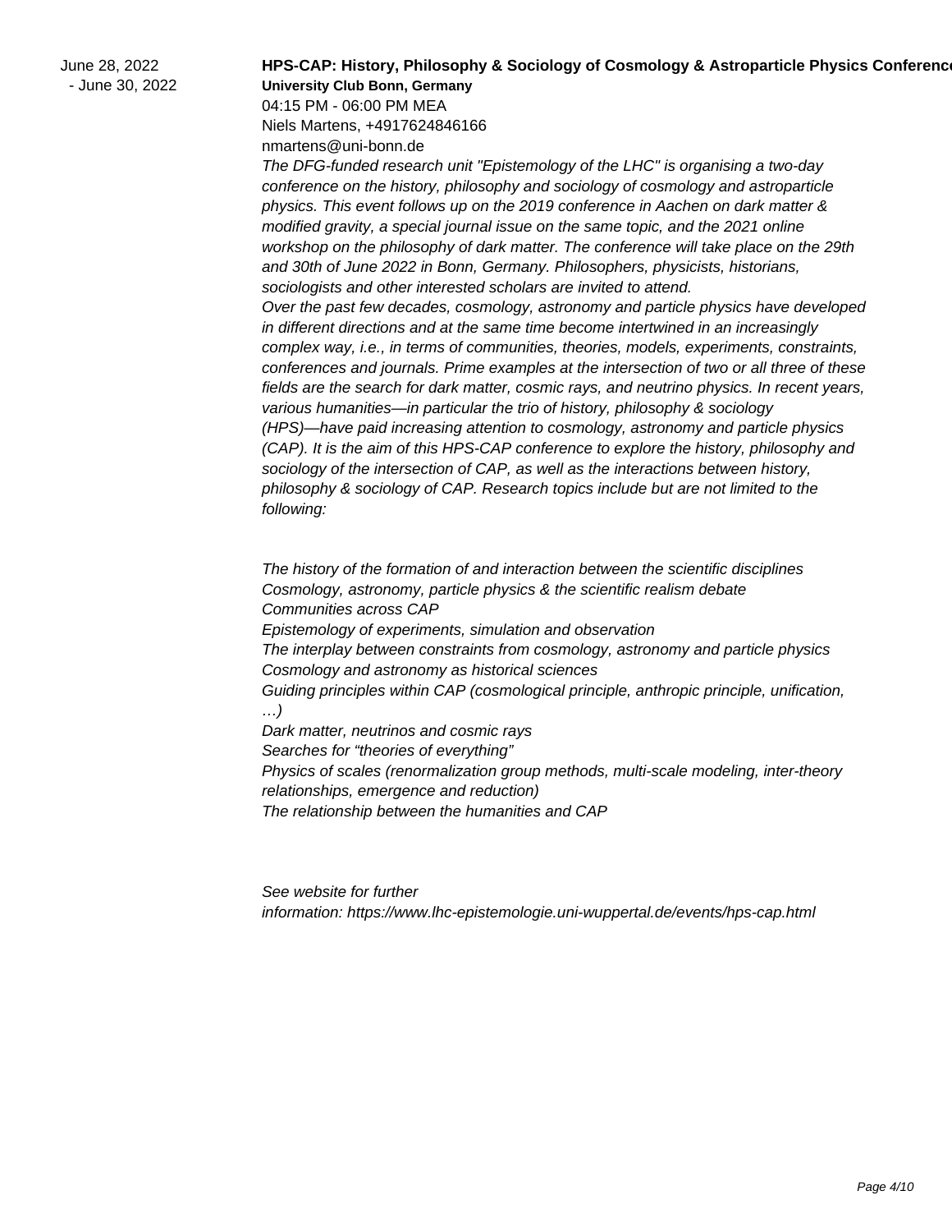June 28, 2022 - June 30, 2022

**HPS-CAP: History, Philosophy & Sociology of Cosmology & Astroparticle Physics Conference**

**University Club Bonn, Germany**

04:15 PM - 06:00 PM MEA

Niels Martens, +4917624846166

nmartens@uni-bonn.de

*The DFG-funded research unit "Epistemology of the LHC" is organising a two-day conference on the history, philosophy and sociology of cosmology and astroparticle physics. This event follows up on the 2019 conference in Aachen on dark matter & modified gravity, a special journal issue on the same topic, and the 2021 online workshop on the philosophy of dark matter. The conference will take place on the 29th and 30th of June 2022 in Bonn, Germany. Philosophers, physicists, historians, sociologists and other interested scholars are invited to attend.*

*Over the past few decades, cosmology, astronomy and particle physics have developed in different directions and at the same time become intertwined in an increasingly complex way, i.e., in terms of communities, theories, models, experiments, constraints, conferences and journals. Prime examples at the intersection of two or all three of these fields are the search for dark matter, cosmic rays, and neutrino physics. In recent years, various humanities—in particular the trio of history, philosophy & sociology (HPS)—have paid increasing attention to cosmology, astronomy and particle physics (CAP). It is the aim of this HPS-CAP conference to explore the history, philosophy and sociology of the intersection of CAP, as well as the interactions between history, philosophy & sociology of CAP. Research topics include but are not limited to the following:*

*The history of the formation of and interaction between the scientific disciplines*
*Cosmology, astronomy, particle physics & the scientific realism debate*
*Communities across CAP*
*Epistemology of experiments, simulation and observation*
*The interplay between constraints from cosmology, astronomy and particle physics*
*Cosmology and astronomy as historical sciences*
*Guiding principles within CAP (cosmological principle, anthropic principle, unification, …)*
*Dark matter, neutrinos and cosmic rays*
*Searches for “theories of everything”*
*Physics of scales (renormalization group methods, multi-scale modeling, inter-theory relationships, emergence and reduction)*
*The relationship between the humanities and CAP*

*See website for further information: https://www.lhc-epistemologie.uni-wuppertal.de/events/hps-cap.html*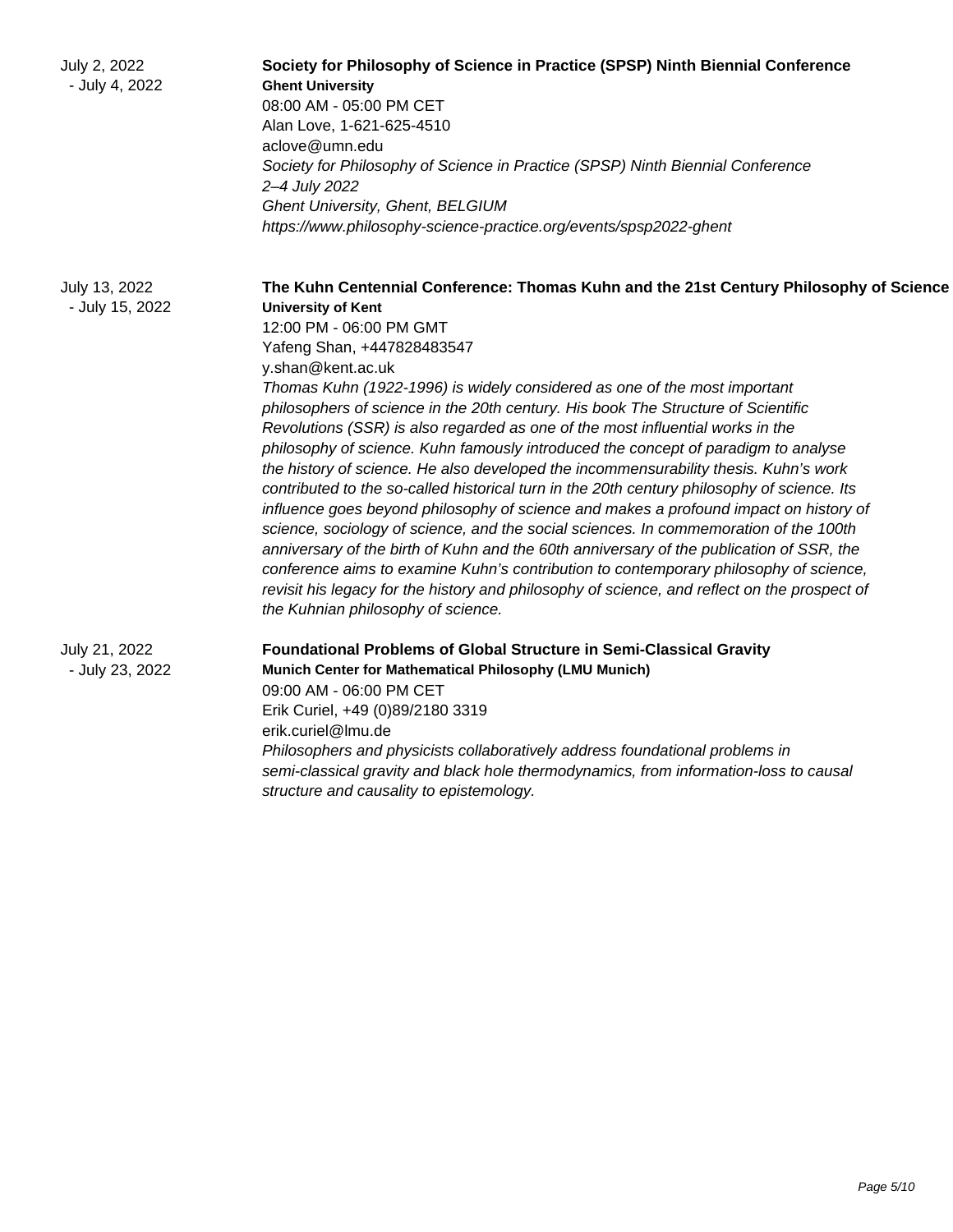July 2, 2022 - July 4, 2022

**Society for Philosophy of Science in Practice (SPSP) Ninth Biennial Conference**
**Ghent University**
08:00 AM - 05:00 PM CET
Alan Love, 1-621-625-4510
aclove@umn.edu
*Society for Philosophy of Science in Practice (SPSP) Ninth Biennial Conference*
*2–4 July 2022*
*Ghent University, Ghent, BELGIUM*
*https://www.philosophy-science-practice.org/events/spsp2022-ghent*

July 13, 2022 - July 15, 2022

**The Kuhn Centennial Conference: Thomas Kuhn and the 21st Century Philosophy of Science**
**University of Kent**
12:00 PM - 06:00 PM GMT
Yafeng Shan, +447828483547
y.shan@kent.ac.uk
*Thomas Kuhn (1922-1996) is widely considered as one of the most important philosophers of science in the 20th century. His book The Structure of Scientific Revolutions (SSR) is also regarded as one of the most influential works in the philosophy of science. Kuhn famously introduced the concept of paradigm to analyse the history of science. He also developed the incommensurability thesis. Kuhn's work contributed to the so-called historical turn in the 20th century philosophy of science. Its influence goes beyond philosophy of science and makes a profound impact on history of science, sociology of science, and the social sciences. In commemoration of the 100th anniversary of the birth of Kuhn and the 60th anniversary of the publication of SSR, the conference aims to examine Kuhn's contribution to contemporary philosophy of science, revisit his legacy for the history and philosophy of science, and reflect on the prospect of the Kuhnian philosophy of science.*

July 21, 2022 - July 23, 2022

**Foundational Problems of Global Structure in Semi-Classical Gravity**
**Munich Center for Mathematical Philosophy (LMU Munich)**
09:00 AM - 06:00 PM CET
Erik Curiel, +49 (0)89/2180 3319
erik.curiel@lmu.de
*Philosophers and physicists collaboratively address foundational problems in semi-classical gravity and black hole thermodynamics, from information-loss to causal structure and causality to epistemology.*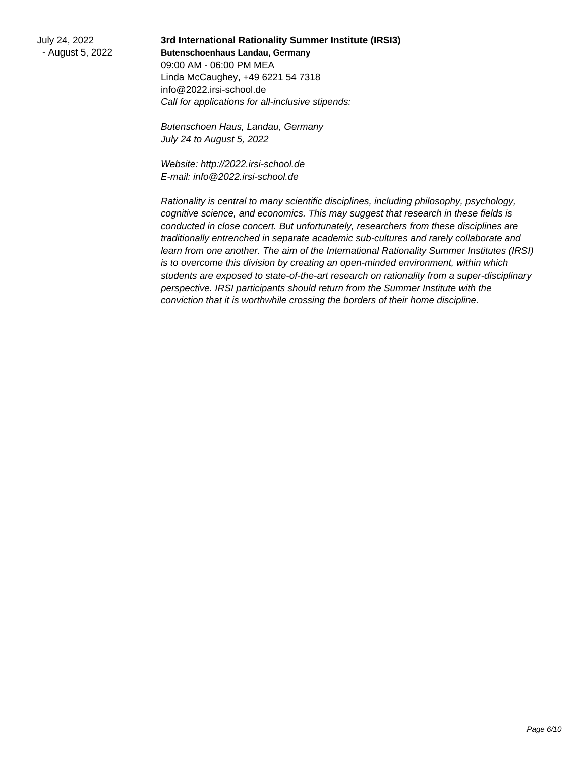July 24, 2022 - August 5, 2022

**3rd International Rationality Summer Institute (IRSI3)**

**Butenschoenhaus Landau, Germany**

09:00 AM - 06:00 PM MEA

Linda McCaughey, +49 6221 54 7318

info@2022.irsi-school.de

*Call for applications for all-inclusive stipends:*

*Butenschoen Haus, Landau, Germany*
*July 24 to August 5, 2022*

*Website: http://2022.irsi-school.de*
*E-mail: info@2022.irsi-school.de*

*Rationality is central to many scientific disciplines, including philosophy, psychology, cognitive science, and economics. This may suggest that research in these fields is conducted in close concert. But unfortunately, researchers from these disciplines are traditionally entrenched in separate academic sub-cultures and rarely collaborate and learn from one another. The aim of the International Rationality Summer Institutes (IRSI) is to overcome this division by creating an open-minded environment, within which students are exposed to state-of-the-art research on rationality from a super-disciplinary perspective. IRSI participants should return from the Summer Institute with the conviction that it is worthwhile crossing the borders of their home discipline.*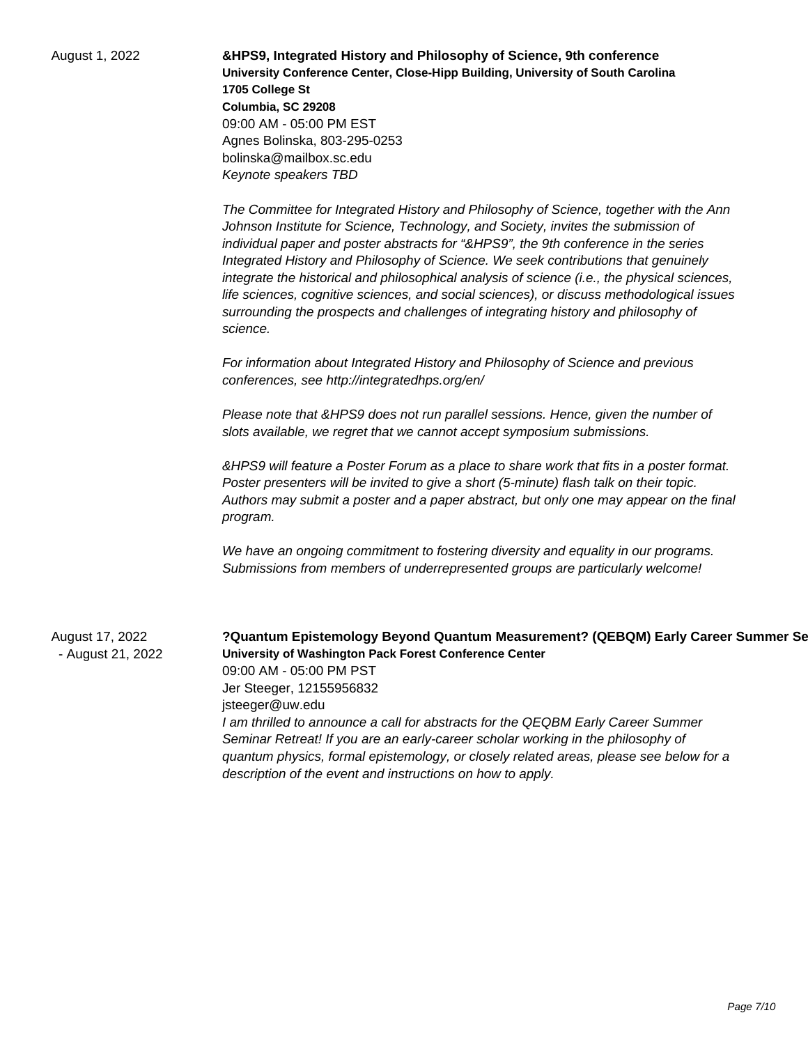August 1, 2022

**&HPS9, Integrated History and Philosophy of Science, 9th conference**
**University Conference Center, Close-Hipp Building, University of South Carolina**
**1705 College St**
**Columbia, SC 29208**
09:00 AM - 05:00 PM EST
Agnes Bolinska, 803-295-0253
bolinska@mailbox.sc.edu
*Keynote speakers TBD*

*The Committee for Integrated History and Philosophy of Science, together with the Ann Johnson Institute for Science, Technology, and Society, invites the submission of individual paper and poster abstracts for "&HPS9", the 9th conference in the series Integrated History and Philosophy of Science. We seek contributions that genuinely integrate the historical and philosophical analysis of science (i.e., the physical sciences, life sciences, cognitive sciences, and social sciences), or discuss methodological issues surrounding the prospects and challenges of integrating history and philosophy of science.*

*For information about Integrated History and Philosophy of Science and previous conferences, see http://integratedhps.org/en/*

*Please note that &HPS9 does not run parallel sessions. Hence, given the number of slots available, we regret that we cannot accept symposium submissions.*

*&HPS9 will feature a Poster Forum as a place to share work that fits in a poster format. Poster presenters will be invited to give a short (5-minute) flash talk on their topic. Authors may submit a poster and a paper abstract, but only one may appear on the final program.*

*We have an ongoing commitment to fostering diversity and equality in our programs. Submissions from members of underrepresented groups are particularly welcome!*

August 17, 2022 - August 21, 2022

**?Quantum Epistemology Beyond Quantum Measurement? (QEBQM) Early Career Summer Se**
**University of Washington Pack Forest Conference Center**
09:00 AM - 05:00 PM PST
Jer Steeger, 12155956832
jsteeger@uw.edu
*I am thrilled to announce a call for abstracts for the QEQBM Early Career Summer Seminar Retreat! If you are an early-career scholar working in the philosophy of quantum physics, formal epistemology, or closely related areas, please see below for a description of the event and instructions on how to apply.*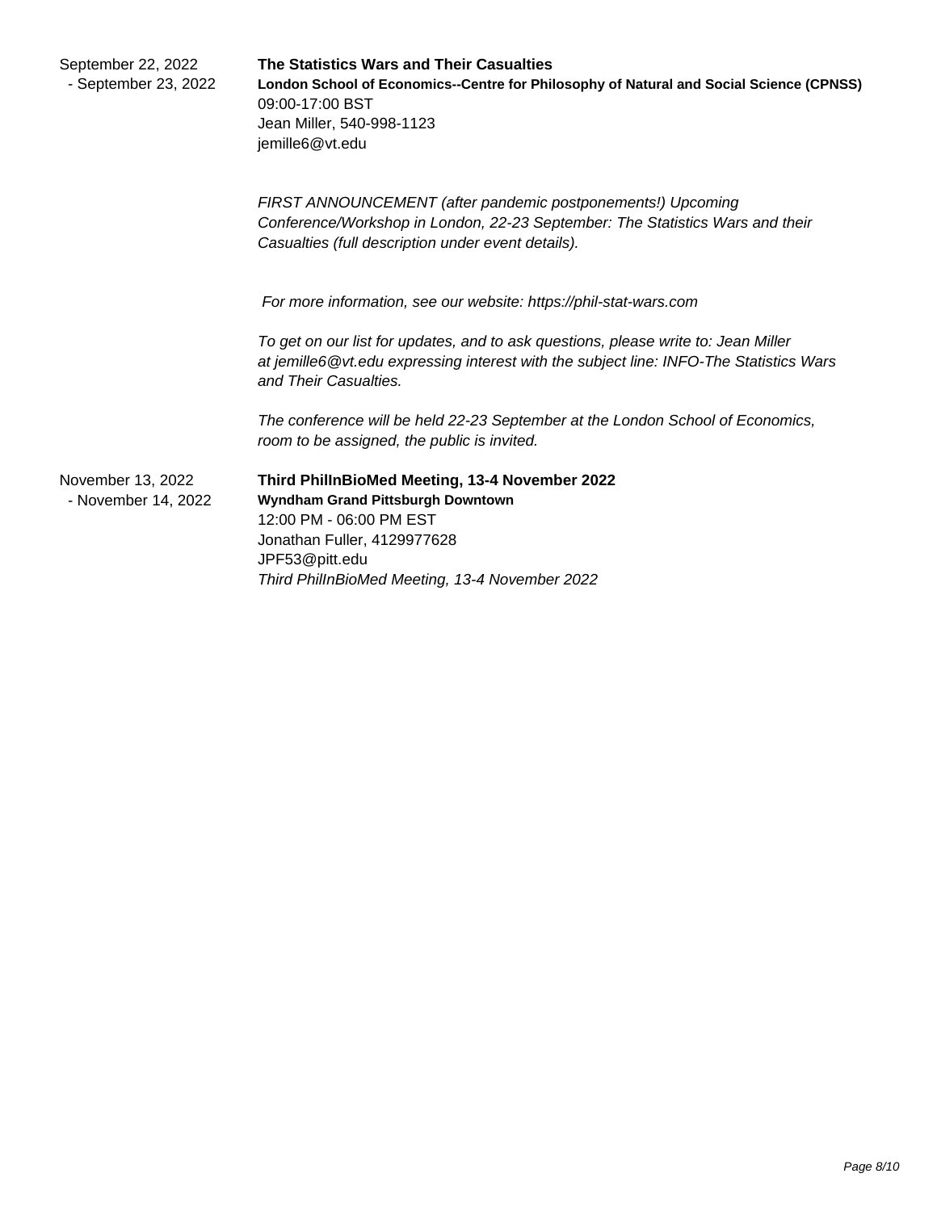September 22, 2022 - September 23, 2022

**The Statistics Wars and Their Casualties**

**London School of Economics--Centre for Philosophy of Natural and Social Science (CPNSS)**

09:00-17:00 BST

Jean Miller, 540-998-1123

jemille6@vt.edu

*FIRST ANNOUNCEMENT (after pandemic postponements!) Upcoming Conference/Workshop in London, 22-23 September: The Statistics Wars and their Casualties (full description under event details).*

*For more information, see our website: https://phil-stat-wars.com*

*To get on our list for updates, and to ask questions, please write to: Jean Miller at jemille6@vt.edu expressing interest with the subject line: INFO-The Statistics Wars and Their Casualties.*

*The conference will be held 22-23 September at the London School of Economics, room to be assigned, the public is invited.*

November 13, 2022 - November 14, 2022

**Third PhilInBioMed Meeting, 13-4 November 2022**

**Wyndham Grand Pittsburgh Downtown**

12:00 PM - 06:00 PM EST

Jonathan Fuller, 4129977628

JPF53@pitt.edu

*Third PhilInBioMed Meeting, 13-4 November 2022*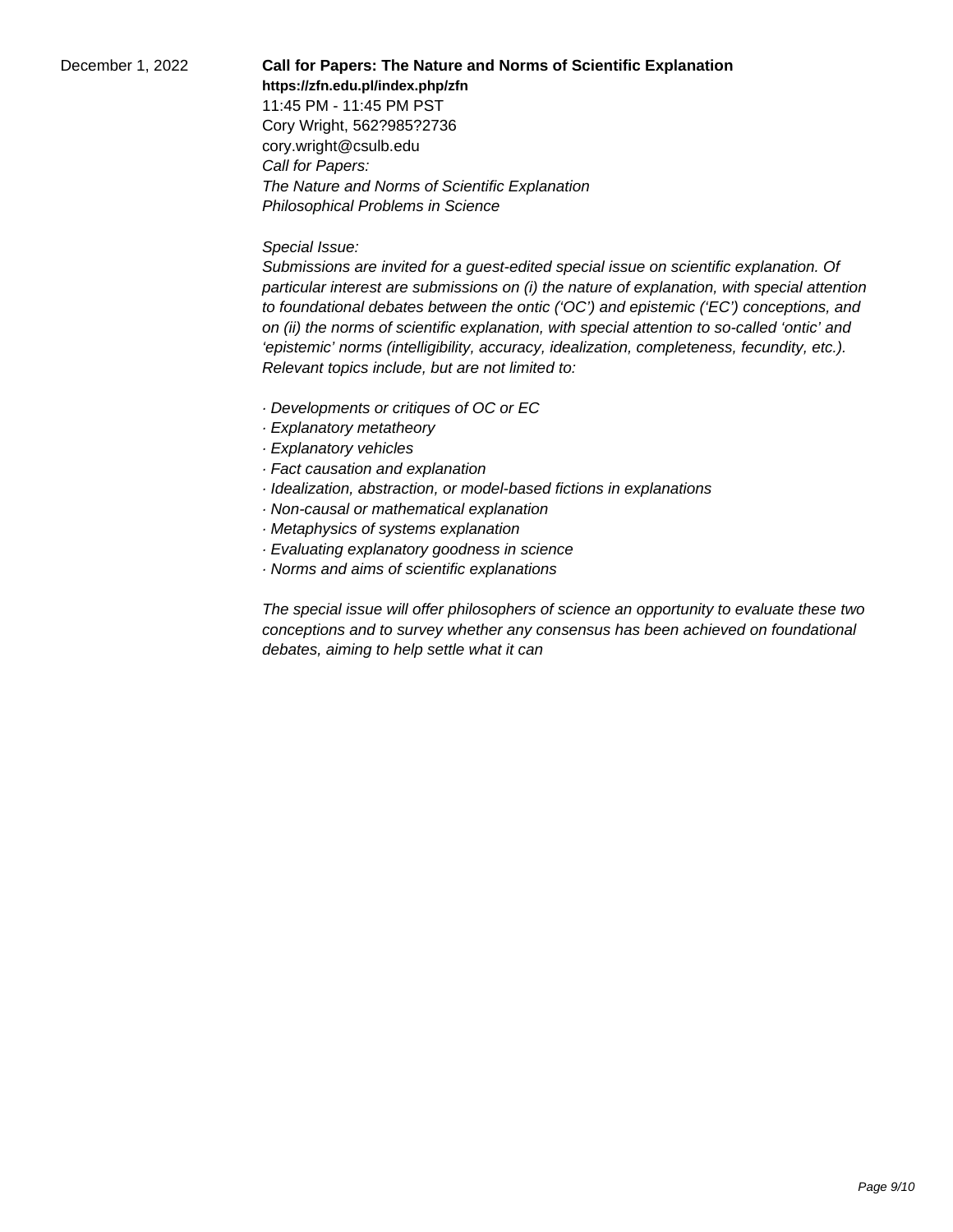December 1, 2022

**Call for Papers: The Nature and Norms of Scientific Explanation**
**https://zfn.edu.pl/index.php/zfn**
11:45 PM - 11:45 PM PST
Cory Wright, 562?985?2736
cory.wright@csulb.edu
*Call for Papers:*
*The Nature and Norms of Scientific Explanation*
*Philosophical Problems in Science*

*Special Issue:*
*Submissions are invited for a guest-edited special issue on scientific explanation. Of particular interest are submissions on (i) the nature of explanation, with special attention to foundational debates between the ontic ('OC') and epistemic ('EC') conceptions, and on (ii) the norms of scientific explanation, with special attention to so-called 'ontic' and 'epistemic' norms (intelligibility, accuracy, idealization, completeness, fecundity, etc.). Relevant topics include, but are not limited to:*

*· Developments or critiques of OC or EC*
*· Explanatory metatheory*
*· Explanatory vehicles*
*· Fact causation and explanation*
*· Idealization, abstraction, or model-based fictions in explanations*
*· Non-causal or mathematical explanation*
*· Metaphysics of systems explanation*
*· Evaluating explanatory goodness in science*
*· Norms and aims of scientific explanations*

*The special issue will offer philosophers of science an opportunity to evaluate these two conceptions and to survey whether any consensus has been achieved on foundational debates, aiming to help settle what it can*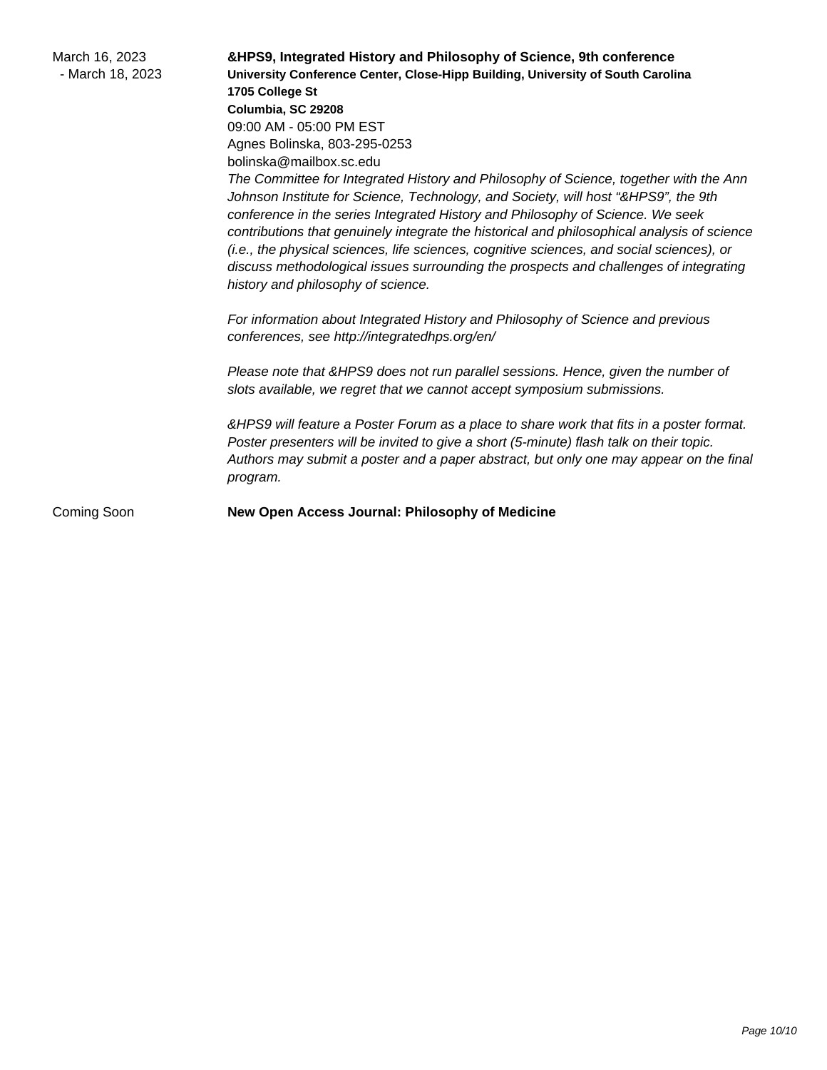March 16, 2023 - March 18, 2023

**&HPS9, Integrated History and Philosophy of Science, 9th conference**
**University Conference Center, Close-Hipp Building, University of South Carolina**
**1705 College St**
**Columbia, SC 29208**
09:00 AM - 05:00 PM EST
Agnes Bolinska, 803-295-0253
bolinska@mailbox.sc.edu

*The Committee for Integrated History and Philosophy of Science, together with the Ann Johnson Institute for Science, Technology, and Society, will host "&HPS9", the 9th conference in the series Integrated History and Philosophy of Science. We seek contributions that genuinely integrate the historical and philosophical analysis of science (i.e., the physical sciences, life sciences, cognitive sciences, and social sciences), or discuss methodological issues surrounding the prospects and challenges of integrating history and philosophy of science.*

*For information about Integrated History and Philosophy of Science and previous conferences, see http://integratedhps.org/en/*

*Please note that &HPS9 does not run parallel sessions. Hence, given the number of slots available, we regret that we cannot accept symposium submissions.*

*&HPS9 will feature a Poster Forum as a place to share work that fits in a poster format. Poster presenters will be invited to give a short (5-minute) flash talk on their topic. Authors may submit a poster and a paper abstract, but only one may appear on the final program.*

Coming Soon

**New Open Access Journal: Philosophy of Medicine**